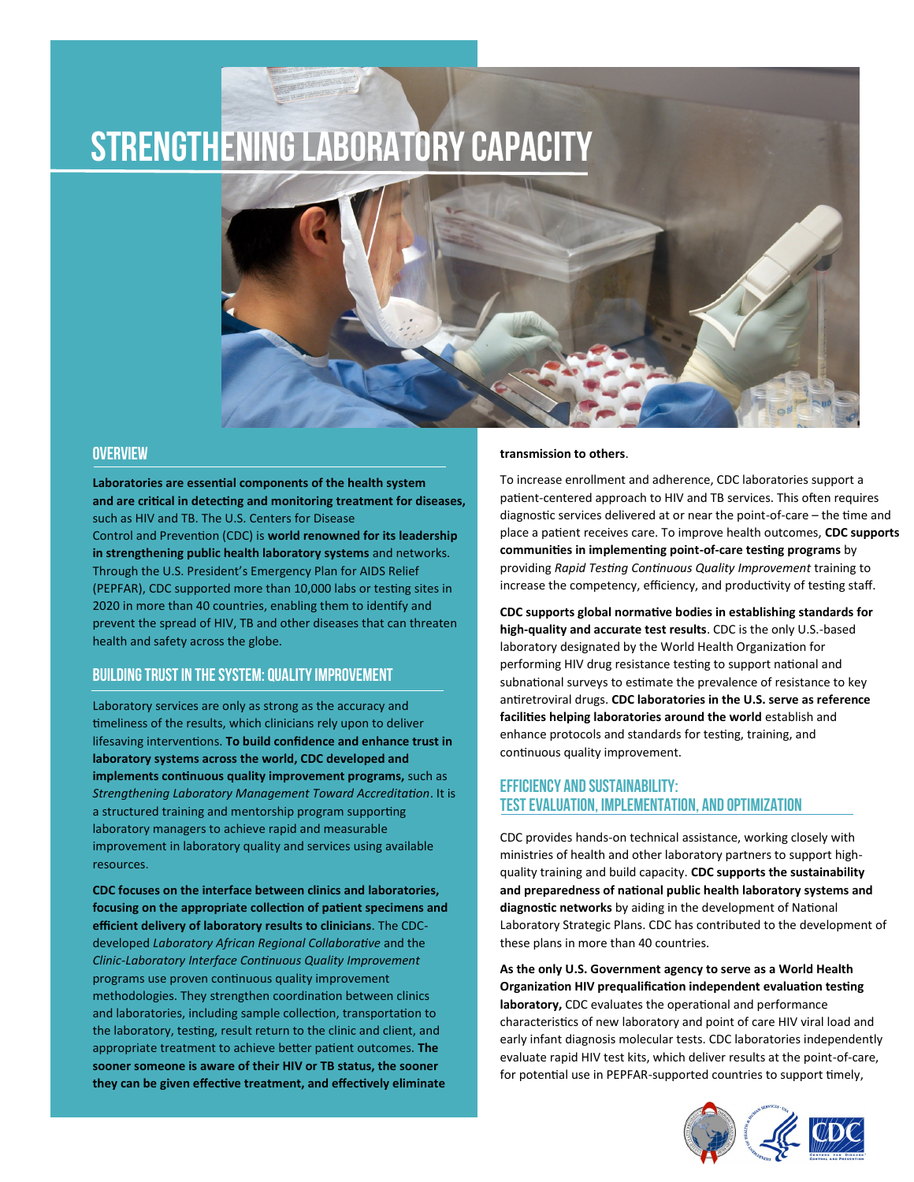# STRENGTHENING LABORATORY CAPACITY

## OVERVIEW

**Laboratories are essential components of the health system and are critical in detecting and monitoring treatment for diseases,** such as HIV and TB. The U.S. Centers for Disease Control and Prevention (CDC) is **world renowned for its leadership in strengthening public health laboratory systems** and networks. Through the U.S. President's Emergency Plan for AIDS Relief (PEPFAR), CDC supported more than 10,000 labs or testing sites in 2020 in more than 40 countries, enabling them to identify and prevent the spread of HIV, TB and other diseases that can threaten health and safety across the globe.

## BUILDING TRUST IN THE SYSTEM: QUALITY IMPROVEMENT

Laboratory services are only as strong as the accuracy and timeliness of the results, which clinicians rely upon to deliver lifesaving interventions. **To build confidence and enhance trust in laboratory systems across the world, CDC developed and implements continuous quality improvement programs,** such as *Strengthening Laboratory Management Toward Accreditation*. It is a structured training and mentorship program supporting laboratory managers to achieve rapid and measurable improvement in laboratory quality and services using available resources.

**CDC focuses on the interface between clinics and laboratories, focusing on the appropriate collection of patient specimens and efficient delivery of laboratory results to clinicians**. The CDC-developed *Laboratory African Regional Collaborative* and the *Clinic-Laboratory Interface Continuous Quality Improvement* programs use proven continuous quality improvement methodologies. They strengthen coordination between clinics and laboratories, including sample collection, transportation to the laboratory, testing, result return to the clinic and client, and appropriate treatment to achieve better patient outcomes. **The sooner someone is aware of their HIV or TB status, the sooner they can be given effective treatment, and effectively eliminate transmission to others**.

To increase enrollment and adherence, CDC laboratories support a patient-centered approach to HIV and TB services. This often requires diagnostic services delivered at or near the point-of-care – the time and place a patient receives care. To improve health outcomes, **CDC supports communities in implementing point-of-care testing programs** by providing *Rapid Testing Continuous Quality Improvement* training to increase the competency, efficiency, and productivity of testing staff.

**CDC supports global normative bodies in establishing standards for high-quality and accurate test results**. CDC is the only U.S.-based laboratory designated by the World Health Organization for performing HIV drug resistance testing to support national and subnational surveys to estimate the prevalence of resistance to key antiretroviral drugs. **CDC laboratories in the U.S. serve as reference facilities helping laboratories around the world** establish and enhance protocols and standards for testing, training, and continuous quality improvement.

## EFFICIENCY AND SUSTAINABILITY: TEST EVALUATION, IMPLEMENTATION, AND OPTIMIZATION

CDC provides hands-on technical assistance, working closely with ministries of health and other laboratory partners to support high-quality training and build capacity. **CDC supports the sustainability and preparedness of national public health laboratory systems and diagnostic networks** by aiding in the development of National Laboratory Strategic Plans. CDC has contributed to the development of these plans in more than 40 countries.

**As the only U.S. Government agency to serve as a World Health Organization HIV prequalification independent evaluation testing laboratory,** CDC evaluates the operational and performance characteristics of new laboratory and point of care HIV viral load and early infant diagnosis molecular tests. CDC laboratories independently evaluate rapid HIV test kits, which deliver results at the point-of-care, for potential use in PEPFAR-supported countries to support timely,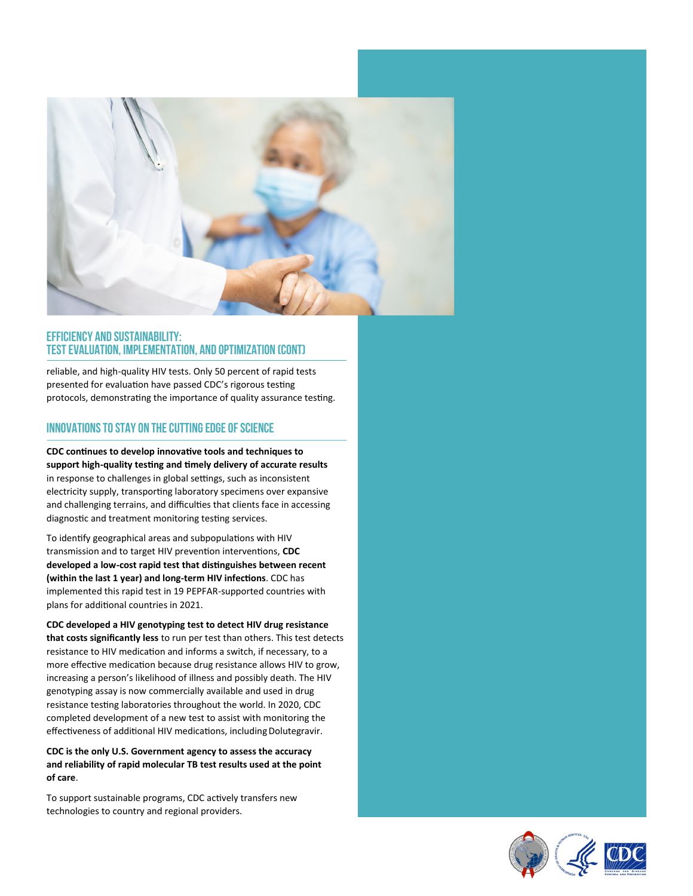## EFFICIENCY AND SUSTAINABILITY: TEST EVALUATION, IMPLEMENTATION, AND OPTIMIZATION (CONT)

reliable, and high-quality HIV tests. Only 50 percent of rapid tests presented for evaluation have passed CDC's rigorous testing protocols, demonstrating the importance of quality assurance testing.

## INNOVATIONS TO STAY ON THE CUTTING EDGE OF SCIENCE

**CDC continues to develop innovative tools and techniques to support high-quality testing and timely delivery of accurate results** in response to challenges in global settings, such as inconsistent electricity supply, transporting laboratory specimens over expansive and challenging terrains, and difficulties that clients face in accessing diagnostic and treatment monitoring testing services.

To identify geographical areas and subpopulations with HIV transmission and to target HIV prevention interventions, **CDC developed a low-cost rapid test that distinguishes between recent (within the last 1 year) and long-term HIV infections**. CDC has implemented this rapid test in 19 PEPFAR-supported countries with plans for additional countries in 2021.

**CDC developed a HIV genotyping test to detect HIV drug resistance that costs significantly less** to run per test than others. This test detects resistance to HIV medication and informs a switch, if necessary, to a more effective medication because drug resistance allows HIV to grow, increasing a person's likelihood of illness and possibly death. The HIV genotyping assay is now commercially available and used in drug resistance testing laboratories throughout the world. In 2020, CDC completed development of a new test to assist with monitoring the effectiveness of additional HIV medications, including Dolutegravir.

**CDC is the only U.S. Government agency to assess the accuracy and reliability of rapid molecular TB test results used at the point of care**.

To support sustainable programs, CDC actively transfers new technologies to country and regional providers.